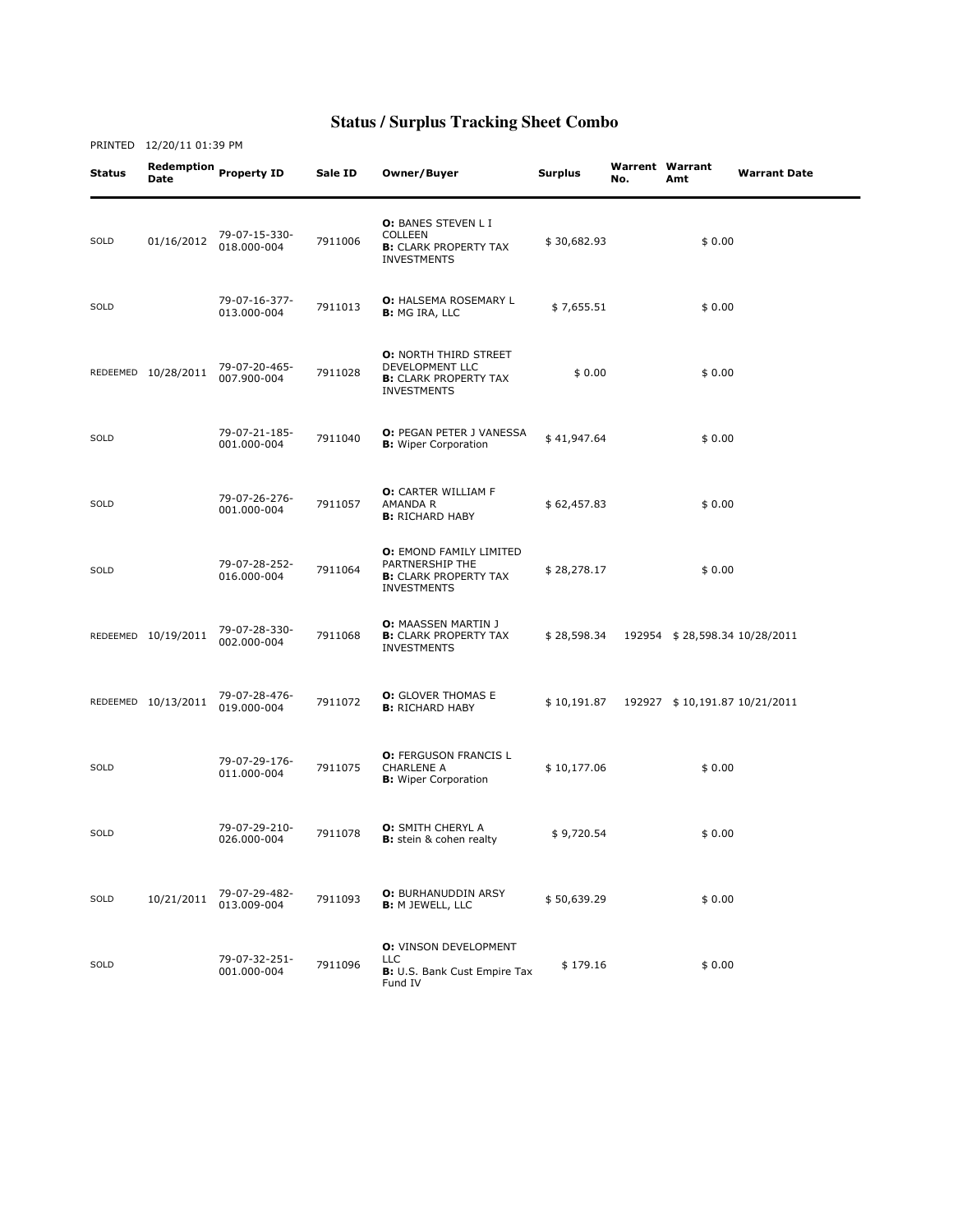# Status / Surplus Tracking Sheet Combo

PRINTED 12/20/11 01:39 PM

| Status | Redemption Date | Property ID | Sale ID | Owner/Buyer | Surplus | Warrent No. | Warrant Amt | Warrant Date |
|---|---|---|---|---|---|---|---|---|
| SOLD | 01/16/2012 | 79-07-15-330-018.000-004 | 7911006 | **O:** BANES STEVEN L I COLLEEN **B:** CLARK PROPERTY TAX INVESTMENTS | $ 30,682.93 | | $ 0.00 | |
| SOLD | | 79-07-16-377-013.000-004 | 7911013 | **O:** HALSEMA ROSEMARY L **B:** MG IRA, LLC | $ 7,655.51 | | $ 0.00 | |
| REDEEMED | 10/28/2011 | 79-07-20-465-007.900-004 | 7911028 | **O:** NORTH THIRD STREET DEVELOPMENT LLC **B:** CLARK PROPERTY TAX INVESTMENTS | $ 0.00 | | $ 0.00 | |
| SOLD | | 79-07-21-185-001.000-004 | 7911040 | **O:** PEGAN PETER J VANESSA **B:** Wiper Corporation | $ 41,947.64 | | $ 0.00 | |
| SOLD | | 79-07-26-276-001.000-004 | 7911057 | **O:** CARTER WILLIAM F AMANDA R **B:** RICHARD HABY | $ 62,457.83 | | $ 0.00 | |
| SOLD | | 79-07-28-252-016.000-004 | 7911064 | **O:** EMOND FAMILY LIMITED PARTNERSHIP THE **B:** CLARK PROPERTY TAX INVESTMENTS | $ 28,278.17 | | $ 0.00 | |
| REDEEMED | 10/19/2011 | 79-07-28-330-002.000-004 | 7911068 | **O:** MAASSEN MARTIN J **B:** CLARK PROPERTY TAX INVESTMENTS | $ 28,598.34 | 192954 | $ 28,598.34 | 10/28/2011 |
| REDEEMED | 10/13/2011 | 79-07-28-476-019.000-004 | 7911072 | **O:** GLOVER THOMAS E **B:** RICHARD HABY | $ 10,191.87 | 192927 | $ 10,191.87 | 10/21/2011 |
| SOLD | | 79-07-29-176-011.000-004 | 7911075 | **O:** FERGUSON FRANCIS L CHARLENE A **B:** Wiper Corporation | $ 10,177.06 | | $ 0.00 | |
| SOLD | | 79-07-29-210-026.000-004 | 7911078 | **O:** SMITH CHERYL A **B:** stein & cohen realty | $ 9,720.54 | | $ 0.00 | |
| SOLD | 10/21/2011 | 79-07-29-482-013.009-004 | 7911093 | **O:** BURHANUDDIN ARSY **B:** M JEWELL, LLC | $ 50,639.29 | | $ 0.00 | |
| SOLD | | 79-07-32-251-001.000-004 | 7911096 | **O:** VINSON DEVELOPMENT LLC **B:** U.S. Bank Cust Empire Tax Fund IV | $ 179.16 | | $ 0.00 | |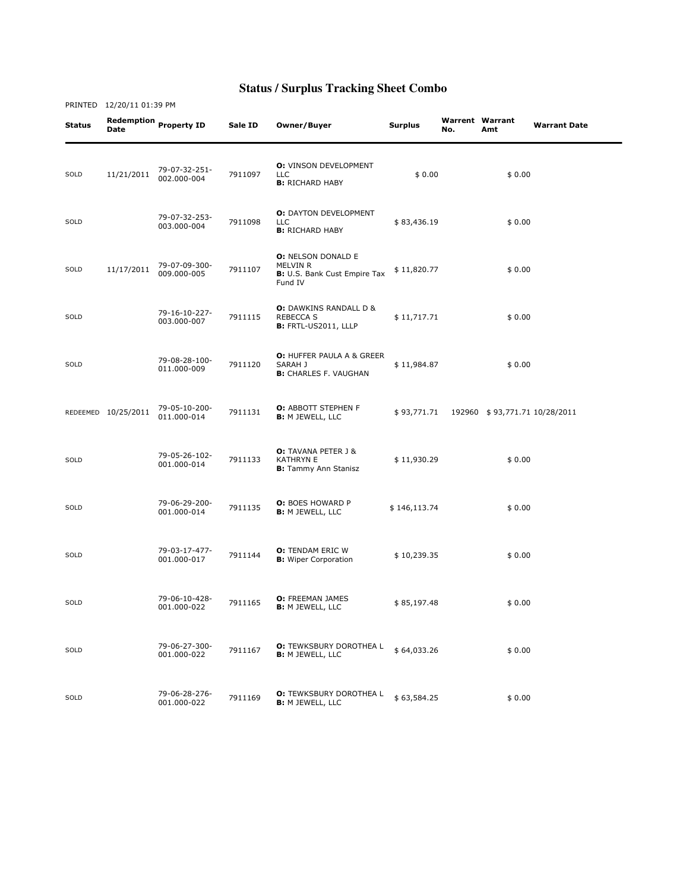# Status / Surplus Tracking Sheet Combo

PRINTED 12/20/11 01:39 PM

| Status | Redemption Date | Property ID | Sale ID | Owner/Buyer | Surplus | Warrent No. | Warrant Amt | Warrant Date |
|---|---|---|---|---|---|---|---|---|
| SOLD | 11/21/2011 | 79-07-32-251-002.000-004 | 7911097 | **O:** VINSON DEVELOPMENT LLC **B:** RICHARD HABY | $ 0.00 | | $ 0.00 | |
| SOLD | | 79-07-32-253-003.000-004 | 7911098 | **O:** DAYTON DEVELOPMENT LLC **B:** RICHARD HABY | $ 83,436.19 | | $ 0.00 | |
| SOLD | 11/17/2011 | 79-07-09-300-009.000-005 | 7911107 | **O:** NELSON DONALD E MELVIN R **B:** U.S. Bank Cust Empire Tax Fund IV | $ 11,820.77 | | $ 0.00 | |
| SOLD | | 79-16-10-227-003.000-007 | 7911115 | **O:** DAWKINS RANDALL D & REBECCA S **B:** FRTL-US2011, LLLP | $ 11,717.71 | | $ 0.00 | |
| SOLD | | 79-08-28-100-011.000-009 | 7911120 | **O:** HUFFER PAULA A & GREER SARAH J **B:** CHARLES F. VAUGHAN | $ 11,984.87 | | $ 0.00 | |
| REDEEMED | 10/25/2011 | 79-05-10-200-011.000-014 | 7911131 | **O:** ABBOTT STEPHEN F **B:** M JEWELL, LLC | $ 93,771.71 | 192960 | $ 93,771.71 | 10/28/2011 |
| SOLD | | 79-05-26-102-001.000-014 | 7911133 | **O:** TAVANA PETER J & KATHRYN E **B:** Tammy Ann Stanisz | $ 11,930.29 | | $ 0.00 | |
| SOLD | | 79-06-29-200-001.000-014 | 7911135 | **O:** BOES HOWARD P **B:** M JEWELL, LLC | $ 146,113.74 | | $ 0.00 | |
| SOLD | | 79-03-17-477-001.000-017 | 7911144 | **O:** TENDAM ERIC W **B:** Wiper Corporation | $ 10,239.35 | | $ 0.00 | |
| SOLD | | 79-06-10-428-001.000-022 | 7911165 | **O:** FREEMAN JAMES **B:** M JEWELL, LLC | $ 85,197.48 | | $ 0.00 | |
| SOLD | | 79-06-27-300-001.000-022 | 7911167 | **O:** TEWKSBURY DOROTHEA L **B:** M JEWELL, LLC | $ 64,033.26 | | $ 0.00 | |
| SOLD | | 79-06-28-276-001.000-022 | 7911169 | **O:** TEWKSBURY DOROTHEA L **B:** M JEWELL, LLC | $ 63,584.25 | | $ 0.00 | |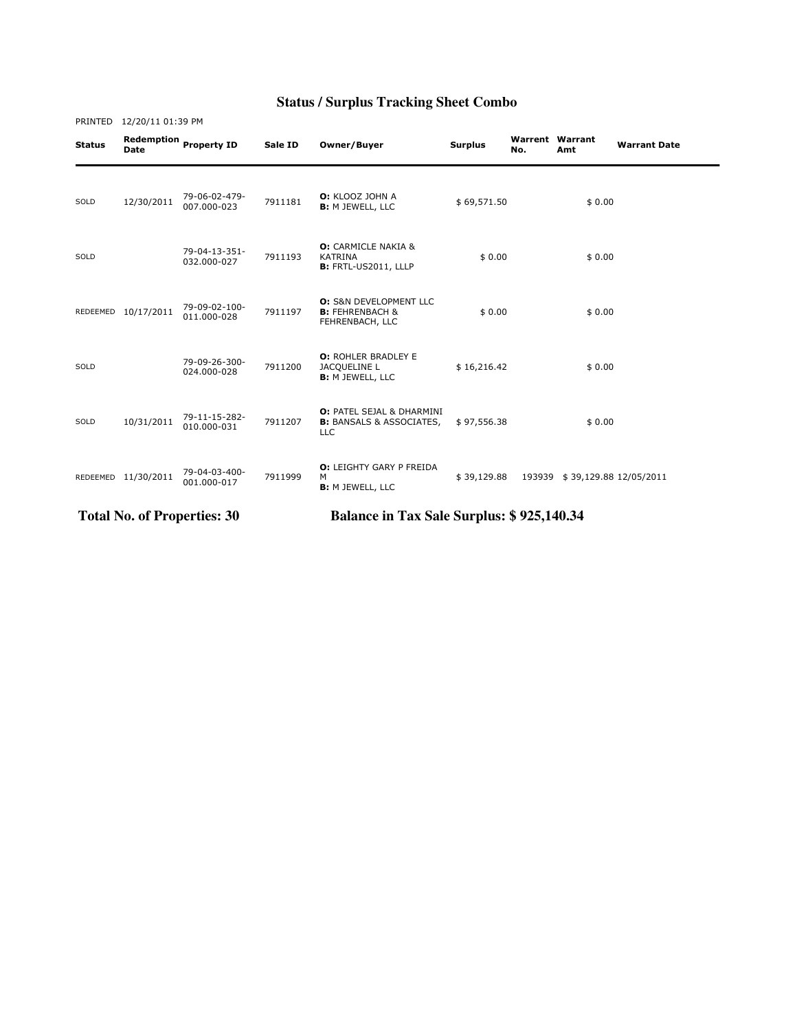# Status / Surplus Tracking Sheet Combo

PRINTED 12/20/11 01:39 PM

| Status | Redemption Date | Property ID | Sale ID | Owner/Buyer | Surplus | Warrent No. | Warrant Amt | Warrant Date |
|---|---|---|---|---|---|---|---|---|
| SOLD | 12/30/2011 | 79-06-02-479-007.000-023 | 7911181 | **O:** KLOOZ JOHN A **B:** M JEWELL, LLC | $ 69,571.50 | | $ 0.00 | |
| SOLD | | 79-04-13-351-032.000-027 | 7911193 | **O:** CARMICLE NAKIA & KATRINA **B:** FRTL-US2011, LLLP | $ 0.00 | | $ 0.00 | |
| REDEEMED | 10/17/2011 | 79-09-02-100-011.000-028 | 7911197 | **O:** S&N DEVELOPMENT LLC **B:** FEHRENBACH & FEHRENBACH, LLC | $ 0.00 | | $ 0.00 | |
| SOLD | | 79-09-26-300-024.000-028 | 7911200 | **O:** ROHLER BRADLEY E JACQUELINE L **B:** M JEWELL, LLC | $ 16,216.42 | | $ 0.00 | |
| SOLD | 10/31/2011 | 79-11-15-282-010.000-031 | 7911207 | **O:** PATEL SEJAL & DHARMINI **B:** BANSALS & ASSOCIATES, LLC | $ 97,556.38 | | $ 0.00 | |
| REDEEMED | 11/30/2011 | 79-04-03-400-001.000-017 | 7911999 | **O:** LEIGHTY GARY P FREIDA M **B:** M JEWELL, LLC | $ 39,129.88 | 193939 | $ 39,129.88 | 12/05/2011 |

**Total No. of Properties: 30**

**Balance in Tax Sale Surplus: $ 925,140.34**